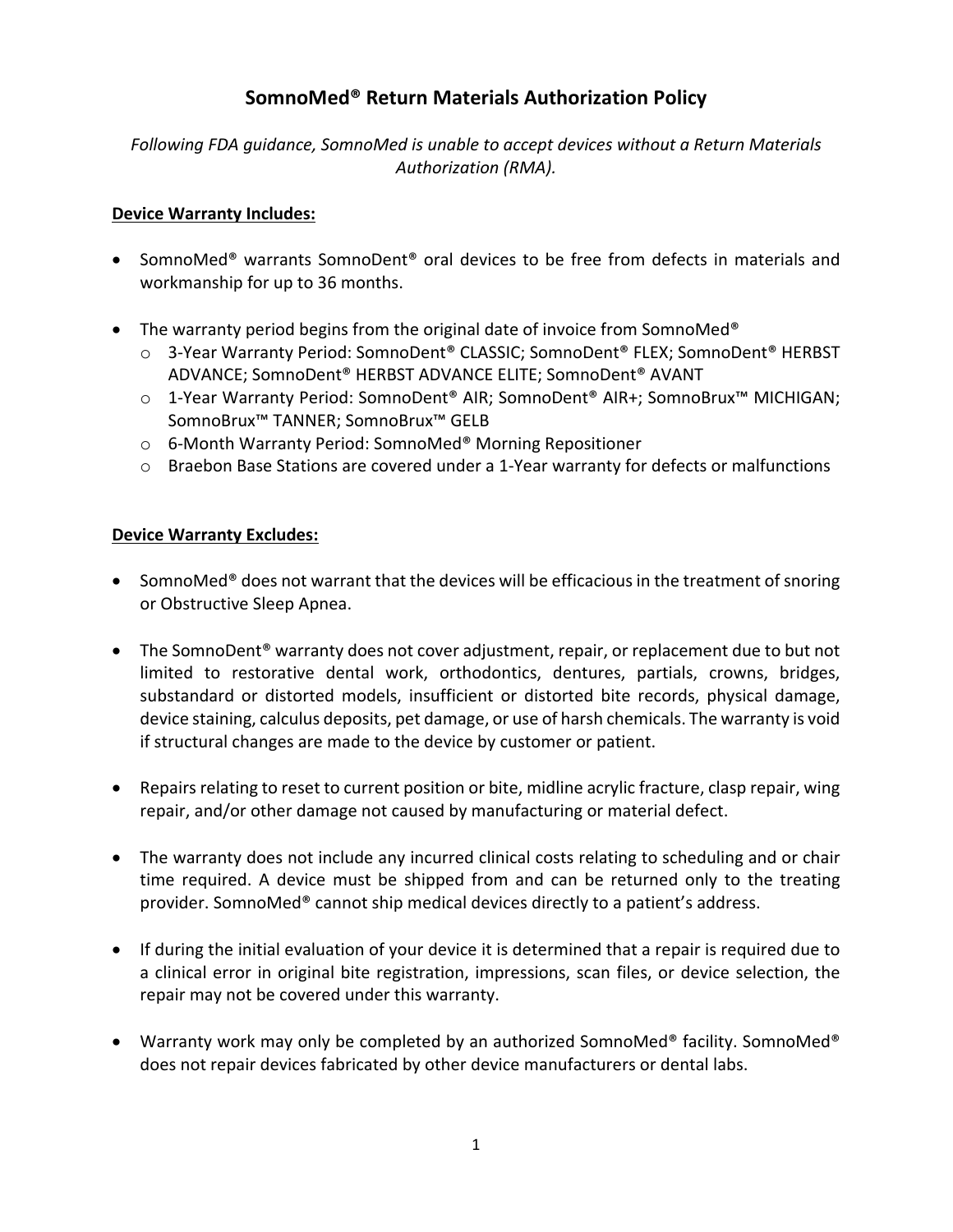# SomnoMed® Return Materials Authorization Policy

*Following FDA guidance, SomnoMed is unable to accept devices without a Return Materials Authorization (RMA).*

**Device Warranty Includes:**

- SomnoMed® warrants SomnoDent® oral devices to be free from defects in materials and workmanship for up to 36 months.
- The warranty period begins from the original date of invoice from SomnoMed®
    - 3-Year Warranty Period: SomnoDent® CLASSIC; SomnoDent® FLEX; SomnoDent® HERBST ADVANCE; SomnoDent® HERBST ADVANCE ELITE; SomnoDent® AVANT
    - 1-Year Warranty Period: SomnoDent® AIR; SomnoDent® AIR+; SomnoBrux™ MICHIGAN; SomnoBrux™ TANNER; SomnoBrux™ GELB
    - 6-Month Warranty Period: SomnoMed® Morning Repositioner
    - Braebon Base Stations are covered under a 1-Year warranty for defects or malfunctions

**Device Warranty Excludes:**

- SomnoMed® does not warrant that the devices will be efficacious in the treatment of snoring or Obstructive Sleep Apnea.
- The SomnoDent® warranty does not cover adjustment, repair, or replacement due to but not limited to restorative dental work, orthodontics, dentures, partials, crowns, bridges, substandard or distorted models, insufficient or distorted bite records, physical damage, device staining, calculus deposits, pet damage, or use of harsh chemicals. The warranty is void if structural changes are made to the device by customer or patient.
- Repairs relating to reset to current position or bite, midline acrylic fracture, clasp repair, wing repair, and/or other damage not caused by manufacturing or material defect.
- The warranty does not include any incurred clinical costs relating to scheduling and or chair time required. A device must be shipped from and can be returned only to the treating provider. SomnoMed® cannot ship medical devices directly to a patient's address.
- If during the initial evaluation of your device it is determined that a repair is required due to a clinical error in original bite registration, impressions, scan files, or device selection, the repair may not be covered under this warranty.
- Warranty work may only be completed by an authorized SomnoMed® facility. SomnoMed® does not repair devices fabricated by other device manufacturers or dental labs.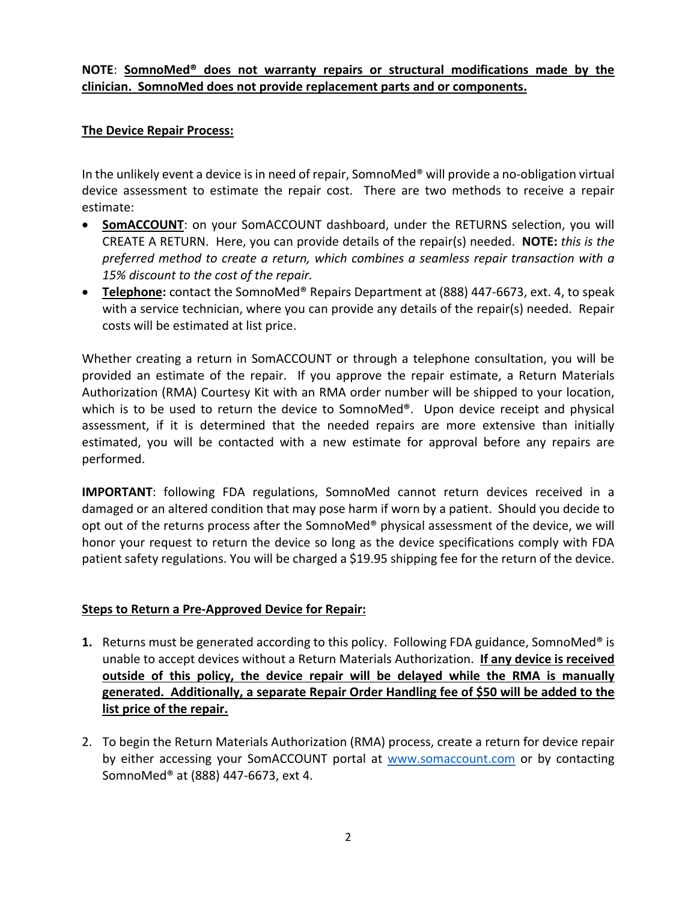**NOTE**: **SomnoMed® does not warranty repairs or structural modifications made by the clinician. SomnoMed does not provide replacement parts and or components.**

**The Device Repair Process:**

In the unlikely event a device is in need of repair, SomnoMed® will provide a no-obligation virtual device assessment to estimate the repair cost. There are two methods to receive a repair estimate:

- **SomACCOUNT**: on your SomACCOUNT dashboard, under the RETURNS selection, you will CREATE A RETURN. Here, you can provide details of the repair(s) needed. **NOTE:** *this is the preferred method to create a return, which combines a seamless repair transaction with a 15% discount to the cost of the repair.*
- **Telephone:** contact the SomnoMed® Repairs Department at (888) 447-6673, ext. 4, to speak with a service technician, where you can provide any details of the repair(s) needed. Repair costs will be estimated at list price.

Whether creating a return in SomACCOUNT or through a telephone consultation, you will be provided an estimate of the repair. If you approve the repair estimate, a Return Materials Authorization (RMA) Courtesy Kit with an RMA order number will be shipped to your location, which is to be used to return the device to SomnoMed®. Upon device receipt and physical assessment, if it is determined that the needed repairs are more extensive than initially estimated, you will be contacted with a new estimate for approval before any repairs are performed.

**IMPORTANT**: following FDA regulations, SomnoMed cannot return devices received in a damaged or an altered condition that may pose harm if worn by a patient. Should you decide to opt out of the returns process after the SomnoMed® physical assessment of the device, we will honor your request to return the device so long as the device specifications comply with FDA patient safety regulations. You will be charged a $19.95 shipping fee for the return of the device.

**Steps to Return a Pre-Approved Device for Repair:**

1. Returns must be generated according to this policy. Following FDA guidance, SomnoMed® is unable to accept devices without a Return Materials Authorization. **If any device is received outside of this policy, the device repair will be delayed while the RMA is manually generated. Additionally, a separate Repair Order Handling fee of $50 will be added to the list price of the repair.**

2. To begin the Return Materials Authorization (RMA) process, create a return for device repair by either accessing your SomACCOUNT portal at www.somaccount.com or by contacting SomnoMed® at (888) 447-6673, ext 4.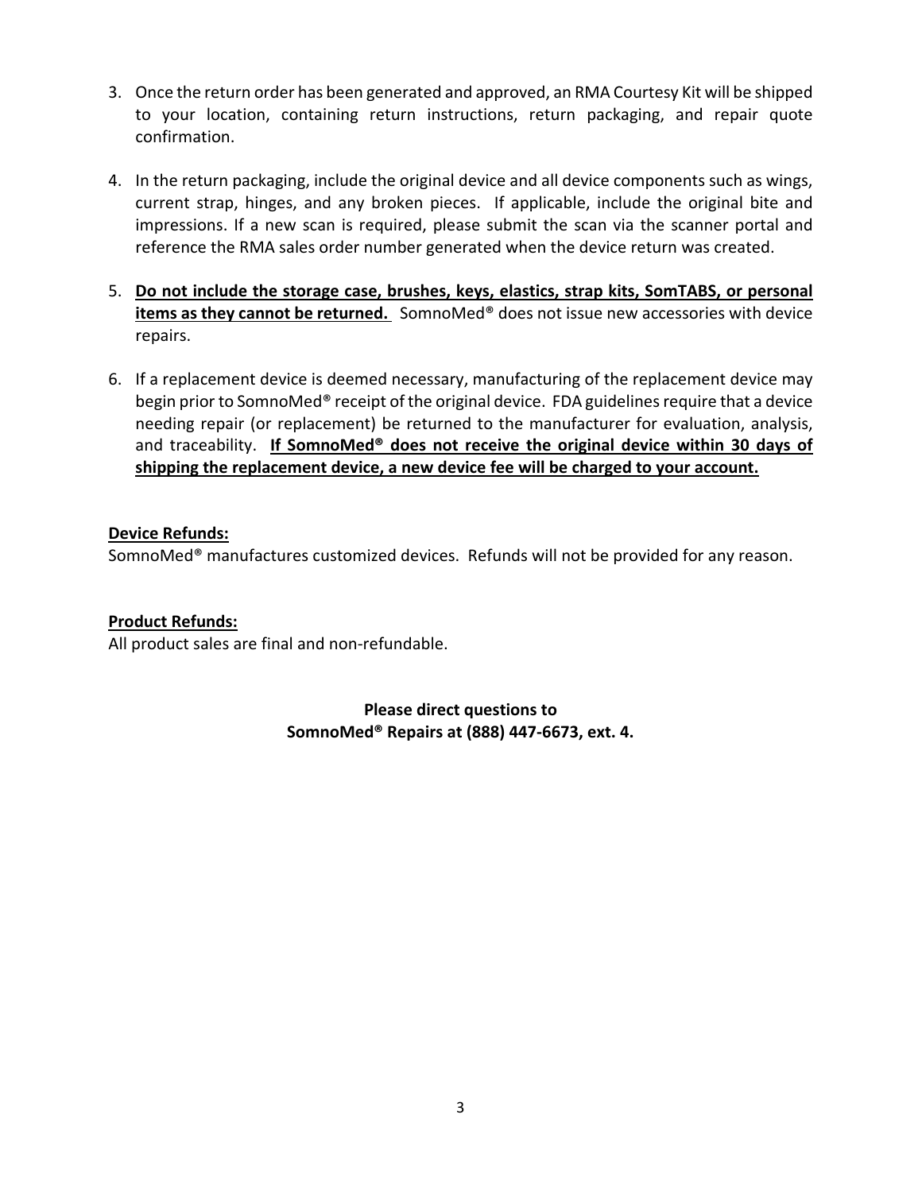3. Once the return order has been generated and approved, an RMA Courtesy Kit will be shipped to your location, containing return instructions, return packaging, and repair quote confirmation.

4. In the return packaging, include the original device and all device components such as wings, current strap, hinges, and any broken pieces. If applicable, include the original bite and impressions. If a new scan is required, please submit the scan via the scanner portal and reference the RMA sales order number generated when the device return was created.

5. **Do not include the storage case, brushes, keys, elastics, strap kits, SomTABS, or personal items as they cannot be returned.** SomnoMed® does not issue new accessories with device repairs.

6. If a replacement device is deemed necessary, manufacturing of the replacement device may begin prior to SomnoMed® receipt of the original device. FDA guidelines require that a device needing repair (or replacement) be returned to the manufacturer for evaluation, analysis, and traceability. **If SomnoMed® does not receive the original device within 30 days of shipping the replacement device, a new device fee will be charged to your account.**

**Device Refunds:**
SomnoMed® manufactures customized devices. Refunds will not be provided for any reason.

**Product Refunds:**
All product sales are final and non-refundable.

**Please direct questions to**
**SomnoMed® Repairs at (888) 447-6673, ext. 4.**